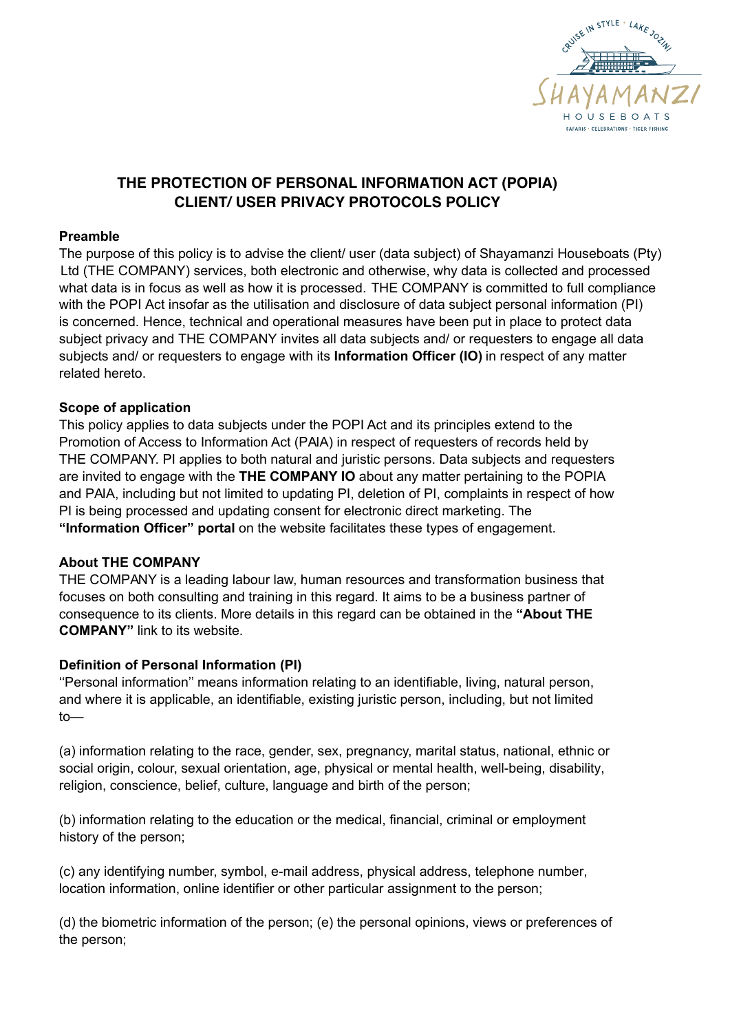## THE PROTECTION OF PERSONAL INFORMATION ACT (POPIA) CLIENT/ USER PRIVACY PROTOCOLS POLICY

**Preamble**

The purpose of this policy is to advise the client/ user (data subject) of Shayamanzi Houseboats (Pty) Ltd (THE COMPANY) services, both electronic and otherwise, why data is collected and processed what data is in focus as well as how it is processed. THE COMPANY is committed to full compliance with the POPI Act insofar as the utilisation and disclosure of data subject personal information (PI) is concerned. Hence, technical and operational measures have been put in place to protect data subject privacy and THE COMPANY invites all data subjects and/ or requesters to engage all data subjects and/ or requesters to engage with its **Information Officer (IO)** in respect of any matter related hereto.

**Scope of application**

This policy applies to data subjects under the POPI Act and its principles extend to the Promotion of Access to Information Act (PAIA) in respect of requesters of records held by THE COMPANY. PI applies to both natural and juristic persons. Data subjects and requesters are invited to engage with the **THE COMPANY IO** about any matter pertaining to the POPIA and PAIA, including but not limited to updating PI, deletion of PI, complaints in respect of how PI is being processed and updating consent for electronic direct marketing. The **"Information Officer" portal** on the website facilitates these types of engagement.

**About THE COMPANY**

THE COMPANY is a leading labour law, human resources and transformation business that focuses on both consulting and training in this regard. It aims to be a business partner of consequence to its clients. More details in this regard can be obtained in the **"About THE COMPANY"** link to its website.

**Definition of Personal Information (PI)**

''Personal information'' means information relating to an identifiable, living, natural person, and where it is applicable, an identifiable, existing juristic person, including, but not limited to—

(a) information relating to the race, gender, sex, pregnancy, marital status, national, ethnic or social origin, colour, sexual orientation, age, physical or mental health, well-being, disability, religion, conscience, belief, culture, language and birth of the person;

(b) information relating to the education or the medical, financial, criminal or employment history of the person;

(c) any identifying number, symbol, e-mail address, physical address, telephone number, location information, online identifier or other particular assignment to the person;

(d) the biometric information of the person; (e) the personal opinions, views or preferences of the person;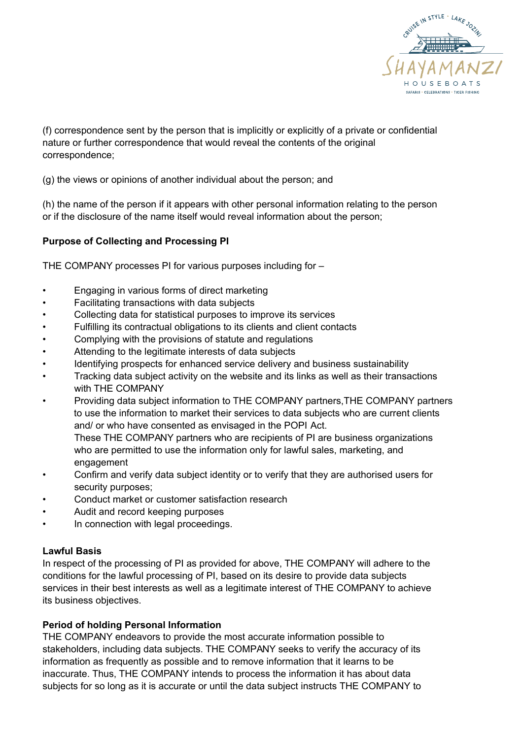(f) correspondence sent by the person that is implicitly or explicitly of a private or confidential nature or further correspondence that would reveal the contents of the original correspondence;

(g) the views or opinions of another individual about the person; and

(h) the name of the person if it appears with other personal information relating to the person or if the disclosure of the name itself would reveal information about the person;

**Purpose of Collecting and Processing PI**

THE COMPANY processes PI for various purposes including for –

- Engaging in various forms of direct marketing
- Facilitating transactions with data subjects
- Collecting data for statistical purposes to improve its services
- Fulfilling its contractual obligations to its clients and client contacts
- Complying with the provisions of statute and regulations
- Attending to the legitimate interests of data subjects
- Identifying prospects for enhanced service delivery and business sustainability
- Tracking data subject activity on the website and its links as well as their transactions with THE COMPANY
- Providing data subject information to THE COMPANY partners,THE COMPANY partners to use the information to market their services to data subjects who are current clients and/ or who have consented as envisaged in the POPI Act.
  These THE COMPANY partners who are recipients of PI are business organizations who are permitted to use the information only for lawful sales, marketing, and engagement
- Confirm and verify data subject identity or to verify that they are authorised users for security purposes;
- Conduct market or customer satisfaction research
- Audit and record keeping purposes
- In connection with legal proceedings.

**Lawful Basis**

In respect of the processing of PI as provided for above, THE COMPANY will adhere to the conditions for the lawful processing of PI, based on its desire to provide data subjects services in their best interests as well as a legitimate interest of THE COMPANY to achieve its business objectives.

**Period of holding Personal Information**

THE COMPANY endeavors to provide the most accurate information possible to stakeholders, including data subjects. THE COMPANY seeks to verify the accuracy of its information as frequently as possible and to remove information that it learns to be inaccurate. Thus, THE COMPANY intends to process the information it has about data subjects for so long as it is accurate or until the data subject instructs THE COMPANY to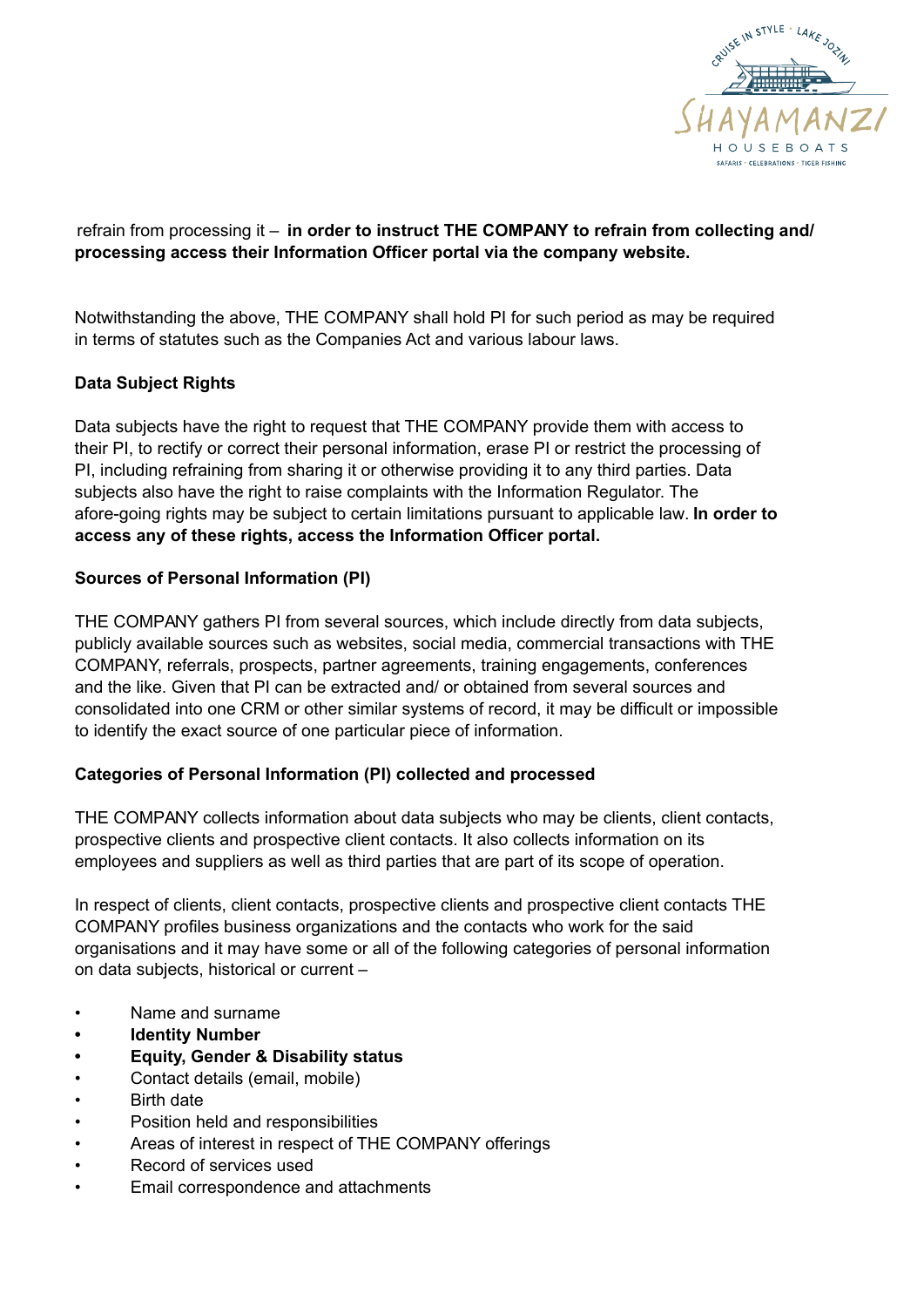refrain from processing it – **in order to instruct THE COMPANY to refrain from collecting and/ processing access their Information Officer portal via the company website.**

Notwithstanding the above, THE COMPANY shall hold PI for such period as may be required in terms of statutes such as the Companies Act and various labour laws.

**Data Subject Rights**

Data subjects have the right to request that THE COMPANY provide them with access to their PI, to rectify or correct their personal information, erase PI or restrict the processing of PI, including refraining from sharing it or otherwise providing it to any third parties. Data subjects also have the right to raise complaints with the Information Regulator. The afore-going rights may be subject to certain limitations pursuant to applicable law. **In order to access any of these rights, access the Information Officer portal.**

**Sources of Personal Information (PI)**

THE COMPANY gathers PI from several sources, which include directly from data subjects, publicly available sources such as websites, social media, commercial transactions with THE COMPANY, referrals, prospects, partner agreements, training engagements, conferences and the like. Given that PI can be extracted and/ or obtained from several sources and consolidated into one CRM or other similar systems of record, it may be difficult or impossible to identify the exact source of one particular piece of information.

**Categories of Personal Information (PI) collected and processed**

THE COMPANY collects information about data subjects who may be clients, client contacts, prospective clients and prospective client contacts. It also collects information on its employees and suppliers as well as third parties that are part of its scope of operation.

In respect of clients, client contacts, prospective clients and prospective client contacts THE COMPANY profiles business organizations and the contacts who work for the said organisations and it may have some or all of the following categories of personal information on data subjects, historical or current –

- Name and surname
- **Identity Number**
- **Equity, Gender & Disability status**
- Contact details (email, mobile)
- Birth date
- Position held and responsibilities
- Areas of interest in respect of THE COMPANY offerings
- Record of services used
- Email correspondence and attachments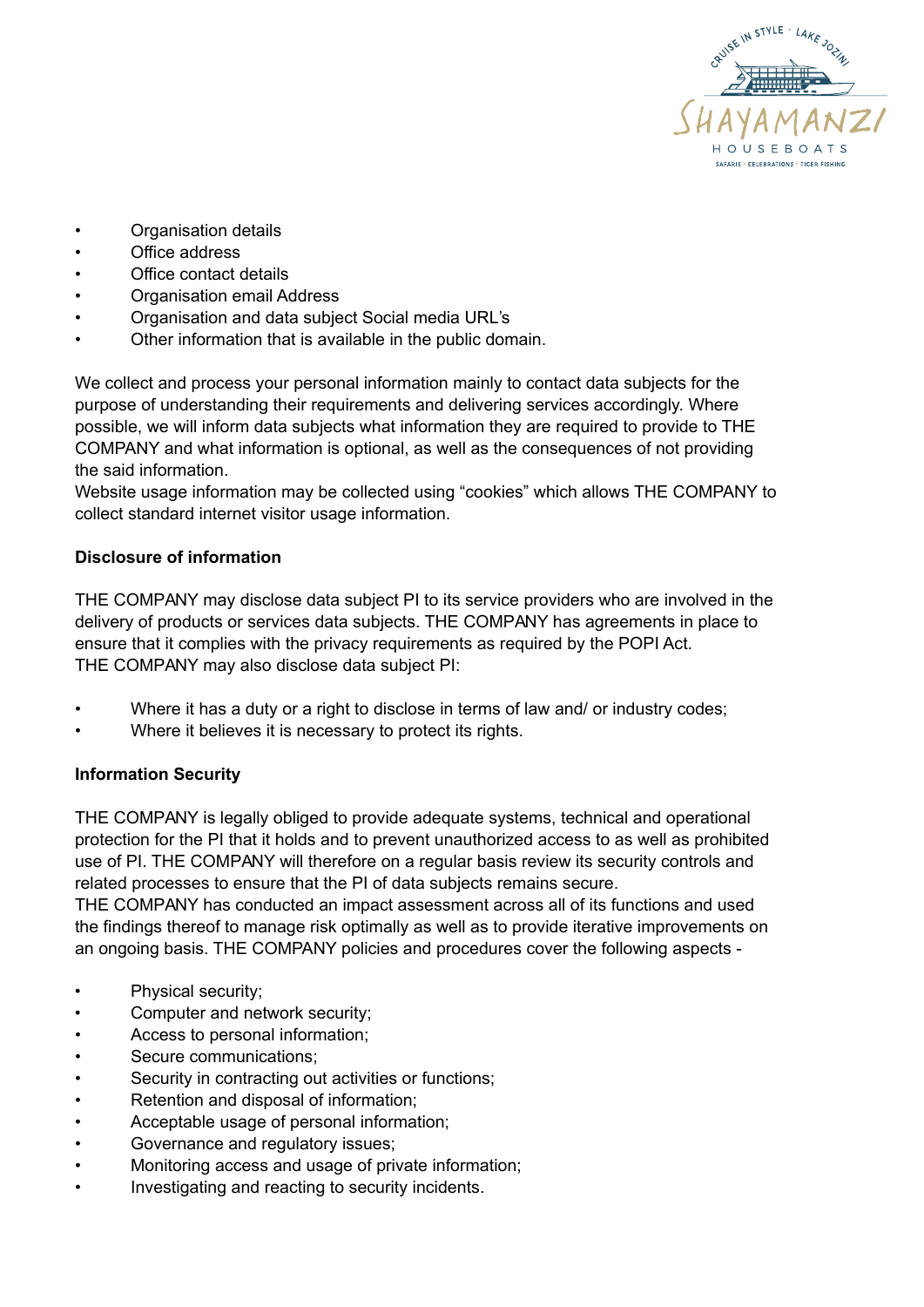- Organisation details
- Office address
- Office contact details
- Organisation email Address
- Organisation and data subject Social media URL's
- Other information that is available in the public domain.

We collect and process your personal information mainly to contact data subjects for the purpose of understanding their requirements and delivering services accordingly. Where possible, we will inform data subjects what information they are required to provide to THE COMPANY and what information is optional, as well as the consequences of not providing the said information.
Website usage information may be collected using "cookies" which allows THE COMPANY to collect standard internet visitor usage information.

**Disclosure of information**

THE COMPANY may disclose data subject PI to its service providers who are involved in the delivery of products or services data subjects. THE COMPANY has agreements in place to ensure that it complies with the privacy requirements as required by the POPI Act.
THE COMPANY may also disclose data subject PI:

- Where it has a duty or a right to disclose in terms of law and/ or industry codes;
- Where it believes it is necessary to protect its rights.

**Information Security**

THE COMPANY is legally obliged to provide adequate systems, technical and operational protection for the PI that it holds and to prevent unauthorized access to as well as prohibited use of PI. THE COMPANY will therefore on a regular basis review its security controls and related processes to ensure that the PI of data subjects remains secure.
THE COMPANY has conducted an impact assessment across all of its functions and used the findings thereof to manage risk optimally as well as to provide iterative improvements on an ongoing basis. THE COMPANY policies and procedures cover the following aspects -

- Physical security;
- Computer and network security;
- Access to personal information;
- Secure communications;
- Security in contracting out activities or functions;
- Retention and disposal of information;
- Acceptable usage of personal information;
- Governance and regulatory issues;
- Monitoring access and usage of private information;
- Investigating and reacting to security incidents.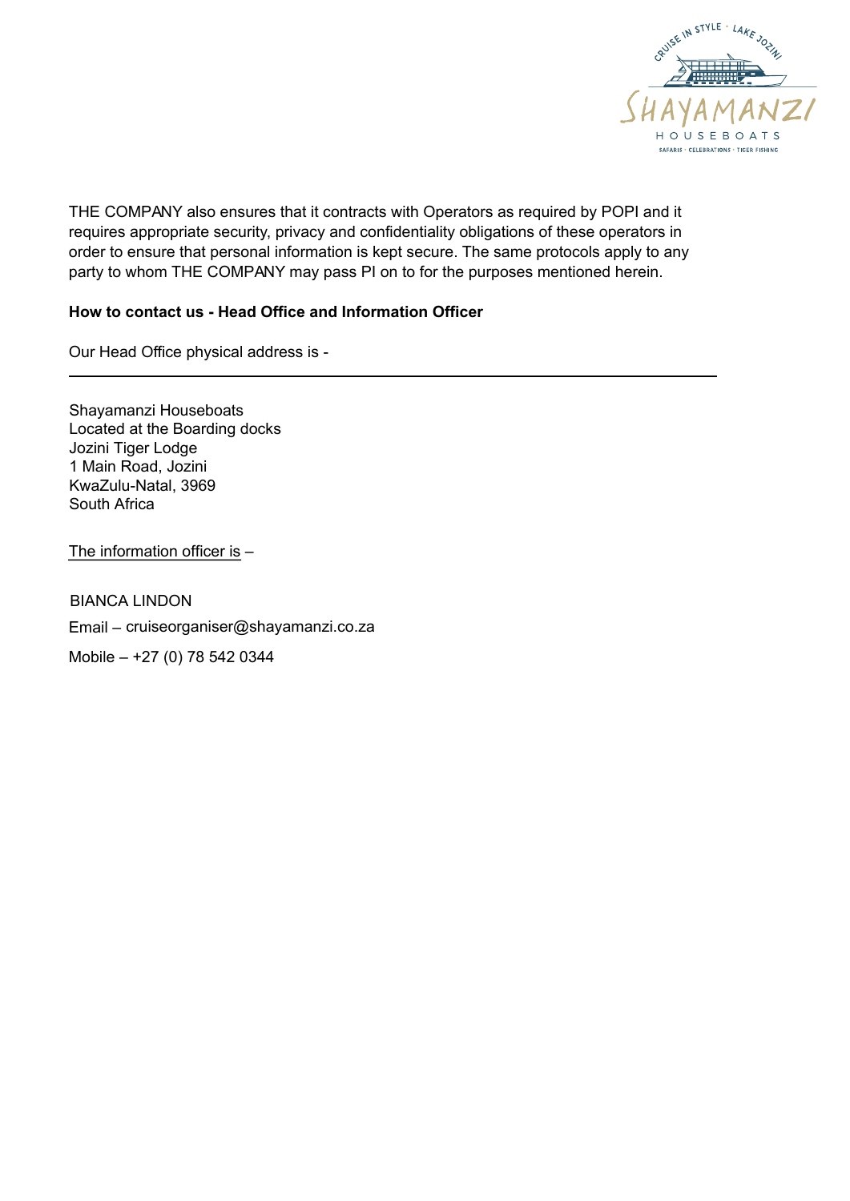THE COMPANY also ensures that it contracts with Operators as required by POPI and it requires appropriate security, privacy and confidentiality obligations of these operators in order to ensure that personal information is kept secure. The same protocols apply to any party to whom THE COMPANY may pass PI on to for the purposes mentioned herein.

**How to contact us - Head Office and Information Officer**

Our Head Office physical address is -

---

Shayamanzi Houseboats
Located at the Boarding docks
Jozini Tiger Lodge
1 Main Road, Jozini
KwaZulu-Natal, 3969
South Africa

The information officer is –

BIANCA LINDON

Email – cruiseorganiser@shayamanzi.co.za

Mobile – +27 (0) 78 542 0344